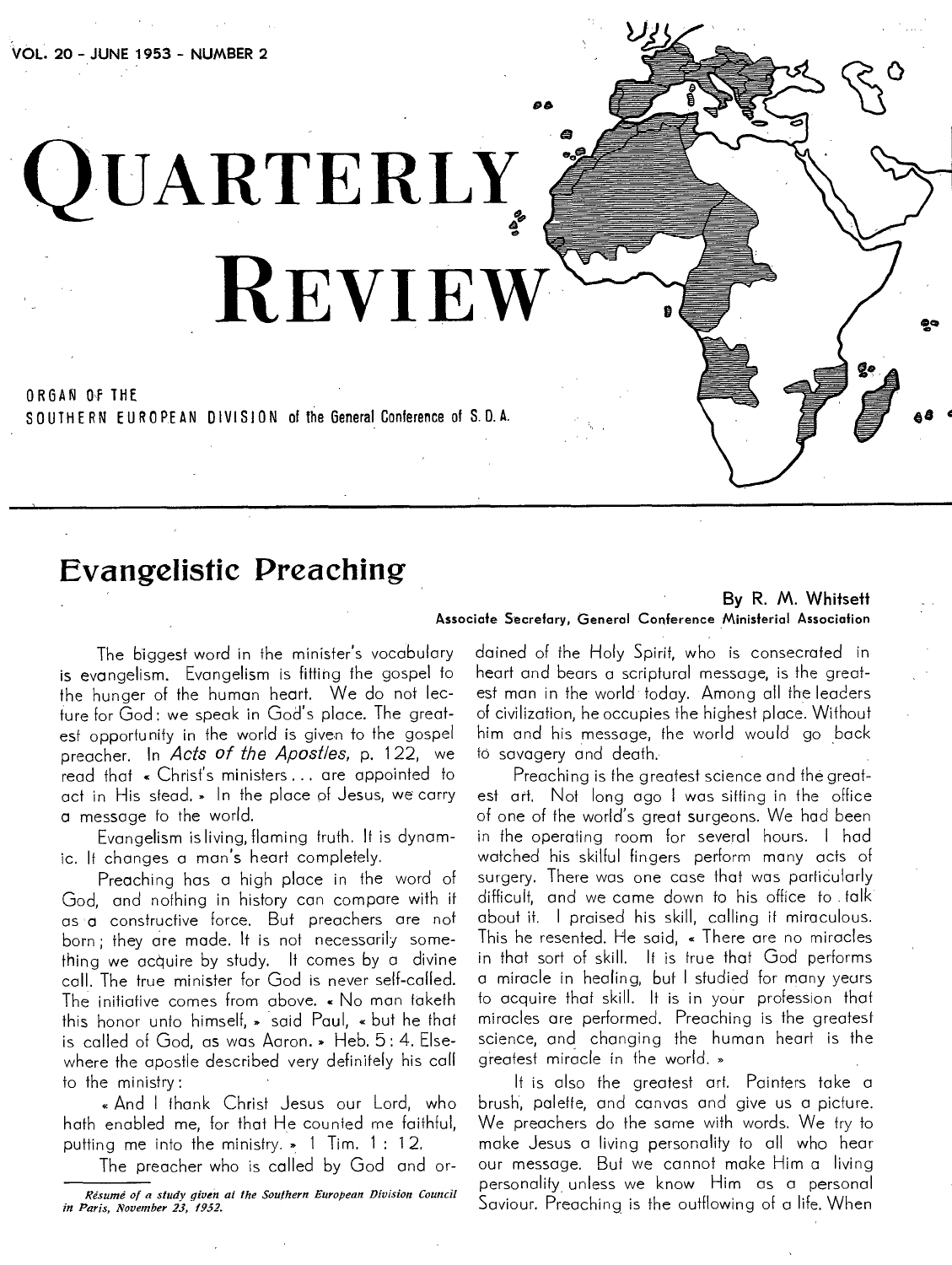VOL. 20 - JUNE 1953 - NUMBER 2

# QUARTERLY REVIEW

ORGAN OF THE
SOUTHERN EUROPEAN DIVISION of the General Conference of S. D. A.

## Evangelistic Preaching

**By R. M. Whitsett**
**Associate Secretary, General Conference Ministerial Association**

The biggest word in the minister's vocabulary is evangelism. Evangelism is fitting the gospel to the hunger of the human heart. We do not lecture for God: we speak in God's place. The greatest opportunity in the world is given to the gospel preacher. In *Acts of the Apostles*, p. 122, we read that « Christ's ministers... are appointed to act in His stead. » In the place of Jesus, we carry a message to the world.

Evangelism is living, flaming truth. It is dynamic. It changes a man's heart completely.

Preaching has a high place in the word of God, and nothing in history can compare with it as a constructive force. But preachers are not born; they are made. It is not necessarily something we acquire by study. It comes by a divine call. The true minister for God is never self-called. The initiative comes from above. « No man taketh this honor unto himself, » said Paul, « but he that is called of God, as was Aaron. » Heb. 5: 4. Elsewhere the apostle described very definitely his call to the ministry:

« And I thank Christ Jesus our Lord, who hath enabled me, for that He counted me faithful, putting me into the ministry. » 1 Tim. 1: 12.

The preacher who is called by God and ordained of the Holy Spirit, who is consecrated in heart and bears a scriptural message, is the greatest man in the world today. Among all the leaders of civilization, he occupies the highest place. Without him and his message, the world would go back to savagery and death.

Preaching is the greatest science and the greatest art. Not long ago I was sitting in the office of one of the world's great surgeons. We had been in the operating room for several hours. I had watched his skilful fingers perform many acts of surgery. There was one case that was particularly difficult, and we came down to his office to talk about it. I praised his skill, calling it miraculous. This he resented. He said, « There are no miracles in that sort of skill. It is true that God performs a miracle in healing, but I studied for many years to acquire that skill. It is in your profession that miracles are performed. Preaching is the greatest science, and changing the human heart is the greatest miracle in the world. »

It is also the greatest art. Painters take a brush, palette, and canvas and give us a picture. We preachers do the same with words. We try to make Jesus a living personality to all who hear our message. But we cannot make Him a living personality unless we know Him as a personal Saviour. Preaching is the outflowing of a life. When

*Résumé of a study given at the Southern European Division Council in Paris, November 23, 1952.*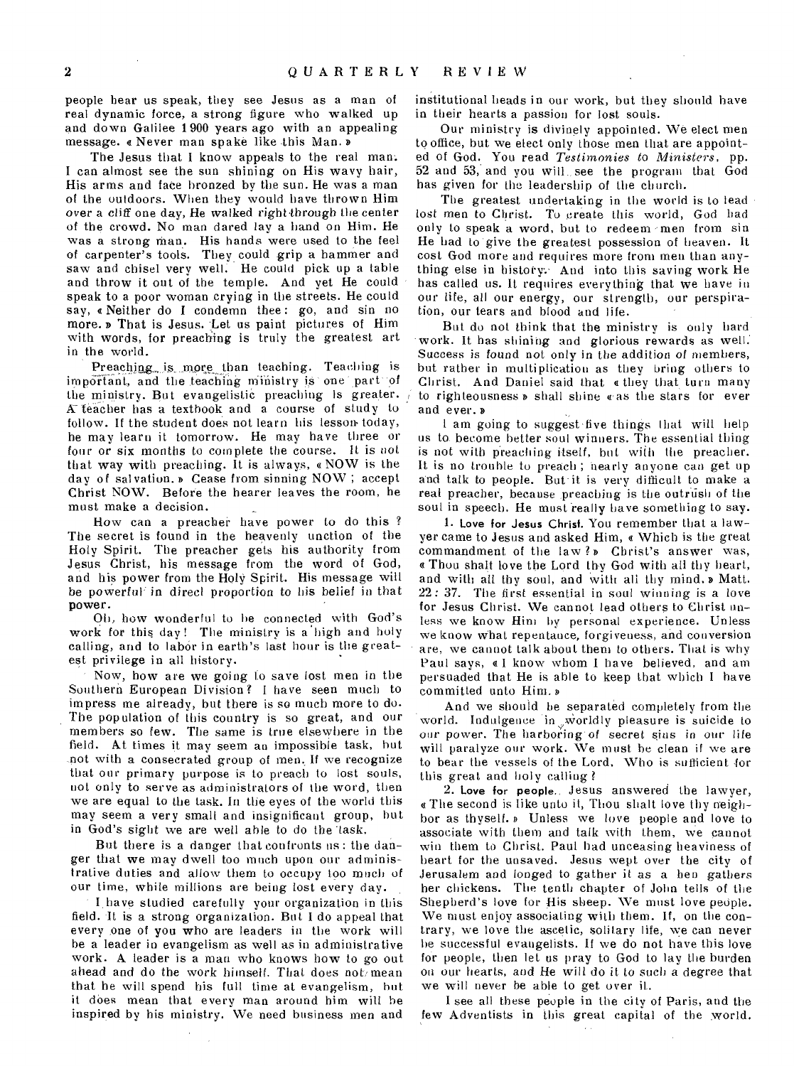people hear us speak, they see Jesus as a man of real dynamic force, a strong figure who walked up and down Galilee 1900 years ago with an appealing message. « Never man spake like this Man. »

The Jesus that I know appeals to the real man. I can almost see the sun shining on His wavy hair, His arms and face bronzed by the sun. He was a man of the outdoors. When they would have thrown Him over a cliff one day, He walked right through the center of the crowd. No man dared lay a hand on Him. He was a strong man. His hands were used to the feel of carpenter's tools. They could grip a hammer and saw and chisel very well. He could pick up a table and throw it out of the temple. And yet He could speak to a poor woman crying in the streets. He could say, « Neither do I condemn thee: go, and sin no more. » That is Jesus. Let us paint pictures of Him with words, for preaching is truly the greatest art in the world.

Preaching is more than teaching. Teaching is important, and the teaching ministry is one part of the ministry. But evangelistic preaching is greater. A teacher has a textbook and a course of study to follow. If the student does not learn his lesson today, he may learn it tomorrow. He may have three or four or six months to complete the course. It is not that way with preaching. It is always, « NOW is the day of salvation. » Cease from sinning NOW; accept Christ NOW. Before the hearer leaves the room, he must make a decision.

How can a preacher have power to do this? The secret is found in the heavenly unction of the Holy Spirit. The preacher gets his authority from Jesus Christ, his message from the word of God, and his power from the Holy Spirit. His message will be powerful in direct proportion to his belief in that power.

Oh, how wonderful to be connected with God's work for this day! The ministry is a high and holy calling, and to labor in earth's last hour is the greatest privilege in all history.

Now, how are we going to save lost men in the Southern European Division? I have seen much to impress me already, but there is so much more to do. The population of this country is so great, and our members so few. The same is true elsewhere in the field. At times it may seem an impossible task, but not with a consecrated group of men. If we recognize that our primary purpose is to preach to lost souls, not only to serve as administrators of the word, then we are equal to the task. In the eyes of the world this may seem a very small and insignificant group, but in God's sight we are well able to do the task.

But there is a danger that confronts us: the danger that we may dwell too much upon our administrative duties and allow them to occupy too much of our time, while millions are being lost every day.

I have studied carefully your organization in this field. It is a strong organization. But I do appeal that every one of you who are leaders in the work will be a leader in evangelism as well as in administrative work. A leader is a man who knows how to go out ahead and do the work himself. That does not mean that he will spend his full time at evangelism, but it does mean that every man around him will be inspired by his ministry. We need business men and institutional heads in our work, but they should have in their hearts a passion for lost souls.

Our ministry is divinely appointed. We elect men to office, but we elect only those men that are appointed of God. You read *Testimonies to Ministers*, pp. 52 and 53, and you will see the program that God has given for the leadership of the church.

The greatest undertaking in the world is to lead lost men to Christ. To create this world, God had only to speak a word, but to redeem men from sin He had to give the greatest possession of heaven. It cost God more and requires more from men than anything else in history. And into this saving work He has called us. It requires everything that we have in our life, all our energy, our strength, our perspiration, our tears and blood and life.

But do not think that the ministry is only hard work. It has shining and glorious rewards as well. Success is found not only in the addition of members, but rather in multiplication as they bring others to Christ. And Daniel said that « they that turn many to righteousness » shall shine « as the stars for ever and ever. »

I am going to suggest five things that will help us to become better soul winners. The essential thing is not with preaching itself, but with the preacher. It is no trouble to preach; nearly anyone can get up and talk to people. But it is very difficult to make a real preacher, because preaching is the outrush of the soul in speech. He must really have something to say.

**1. Love for Jesus Christ.** You remember that a lawyer came to Jesus and asked Him, « Which is the great commandment of the law? » Christ's answer was, « Thou shalt love the Lord thy God with all thy heart, and with all thy soul, and with all thy mind. » Matt. 22:37. The first essential in soul winning is a love for Jesus Christ. We cannot lead others to Christ unless we know Him by personal experience. Unless we know what repentance, forgiveness, and conversion are, we cannot talk about them to others. That is why Paul says, « I know whom I have believed, and am persuaded that He is able to keep that which I have committed unto Him. »

And we should be separated completely from the world. Indulgence in worldly pleasure is suicide to our power. The harboring of secret sins in our life will paralyze our work. We must be clean if we are to bear the vessels of the Lord. Who is sufficient for this great and holy calling?

**2. Love for people.** Jesus answered the lawyer, « The second is like unto it, Thou shalt love thy neighbor as thyself. » Unless we love people and love to associate with them and talk with them, we cannot win them to Christ. Paul had unceasing heaviness of heart for the unsaved. Jesus wept over the city of Jerusalem and longed to gather it as a hen gathers her chickens. The tenth chapter of John tells of the Shepherd's love for His sheep. We must love people. We must enjoy associating with them. If, on the contrary, we love the ascetic, solitary life, we can never be successful evangelists. If we do not have this love for people, then let us pray to God to lay the burden on our hearts, and He will do it to such a degree that we will never be able to get over it.

I see all these people in the city of Paris, and the few Adventists in this great capital of the world.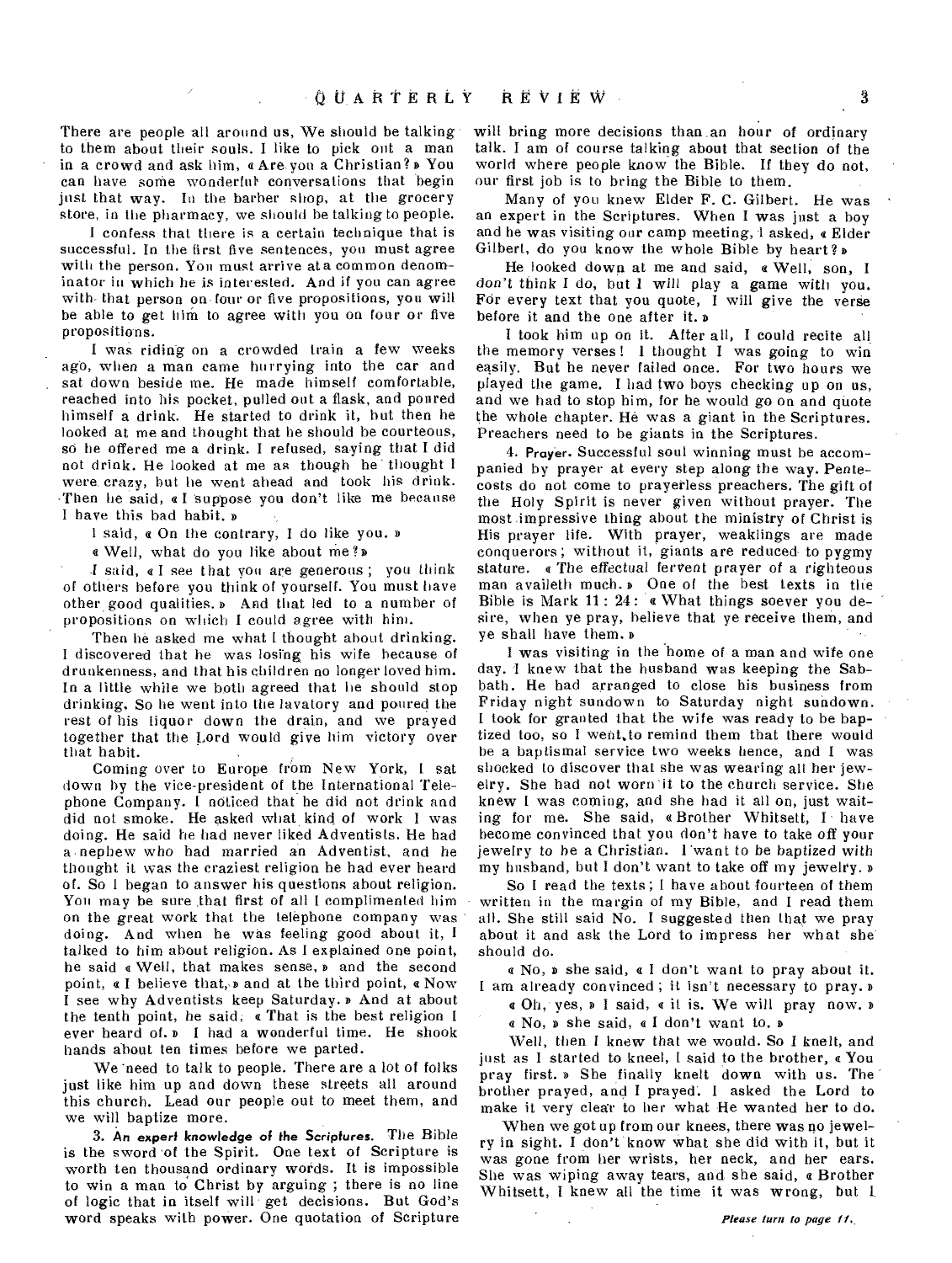There are people all around us. We should be talking to them about their souls. I like to pick out a man in a crowd and ask him, « Are you a Christian? » You can have some wonderful conversations that begin just that way. In the barber shop, at the grocery store, in the pharmacy, we should be talking to people.

I confess that there is a certain technique that is successful. In the first five sentences, you must agree with the person. You must arrive at a common denominator in which he is interested. And if you can agree with that person on four or five propositions, you will be able to get him to agree with you on four or five propositions.

I was riding on a crowded train a few weeks ago, when a man came hurrying into the car and sat down beside me. He made himself comfortable, reached into his pocket, pulled out a flask, and poured himself a drink. He started to drink it, but then he looked at me and thought that he should be courteous, so he offered me a drink. I refused, saying that I did not drink. He looked at me as though he thought I were crazy, but he went ahead and took his drink. Then he said, « I suppose you don't like me because I have this bad habit. »

I said, « On the contrary, I do like you. »

« Well, what do you like about me? »

I said, « I see that you are generous; you think of others before you think of yourself. You must have other good qualities. » And that led to a number of propositions on which I could agree with him.

Then he asked me what I thought about drinking. I discovered that he was losing his wife because of drunkenness, and that his children no longer loved him. In a little while we both agreed that he should stop drinking. So he went into the lavatory and poured the rest of his liquor down the drain, and we prayed together that the Lord would give him victory over that habit.

Coming over to Europe from New York, I sat down by the vice-president of the International Telephone Company. I noticed that he did not drink and did not smoke. He asked what kind of work I was doing. He said he had never liked Adventists. He had a nephew who had married an Adventist, and he thought it was the craziest religion he had ever heard of. So I began to answer his questions about religion. You may be sure that first of all I complimented him on the great work that the telephone company was doing. And when he was feeling good about it, I talked to him about religion. As I explained one point, he said « Well, that makes sense, » and the second point, « I believe that, » and at the third point, « Now I see why Adventists keep Saturday. » And at about the tenth point, he said, « That is the best religion I ever heard of. » I had a wonderful time. He shook hands about ten times before we parted.

We need to talk to people. There are a lot of folks just like him up and down these streets all around this church. Lead our people out to meet them, and we will baptize more.

3. *An expert knowledge of the Scriptures.* The Bible is the sword of the Spirit. One text of Scripture is worth ten thousand ordinary words. It is impossible to win a man to Christ by arguing; there is no line of logic that in itself will get decisions. But God's word speaks with power. One quotation of Scripture will bring more decisions than an hour of ordinary talk. I am of course talking about that section of the world where people know the Bible. If they do not, our first job is to bring the Bible to them.

Many of you knew Elder F. C. Gilbert. He was an expert in the Scriptures. When I was just a boy and he was visiting our camp meeting, I asked, « Elder Gilbert, do you know the whole Bible by heart? »

He looked down at me and said, « Well, son, I *don't think* I do, but I *will* play a game with you. For every text that you quote, I will give the verse before it and the one after it. »

I took him up on it. After all, I could recite all the memory verses! I thought I was going to win easily. But he never failed once. For two hours we played the game. I had two boys checking up on us, and we had to stop him, for he would go on and quote the whole chapter. He was a giant in the Scriptures. Preachers need to be giants in the Scriptures.

4. **Prayer.** Successful soul winning must be accompanied by prayer at every step along the way. Pentecosts do not come to prayerless preachers. The gift of the Holy Spirit is never given without prayer. The most impressive thing about the ministry of Christ is His prayer life. With prayer, weaklings are made conquerors; without it, giants are reduced to pygmy stature. « The effectual fervent prayer of a righteous man availeth much. » One of the best texts in the Bible is Mark 11: 24: « What things soever you desire, when ye pray, believe that ye receive them, and ye shall have them. »

I was visiting in the home of a man and wife one day. I knew that the husband was keeping the Sabbath. He had arranged to close his business from Friday night sundown to Saturday night sundown. I took for granted that the wife was ready to be baptized too, so I went to remind them that there would be a baptismal service two weeks hence, and I was shocked to discover that she was wearing all her jewelry. She had not worn it to the church service. She knew I was coming, and she had it all on, just waiting for me. She said, « Brother Whitsett, I have become convinced that you don't have to take off your jewelry to be a Christian. I want to be baptized with my husband, but I don't want to take off my jewelry. »

So I read the texts; I have about fourteen of them written in the margin of my Bible, and I read them all. She still said No. I suggested then that we pray about it and ask the Lord to impress her what she should do.

« No, » she said, « I don't want to pray about it. I am already convinced; it isn't necessary to pray. »

« Oh, yes, » I said, « it is. We will pray now. »

« No, » she said, « I don't want to. »

Well, then I knew that we would. So I knelt, and just as I started to kneel, I said to the brother, « You pray first. » She finally knelt down with us. The brother prayed, and I prayed. I asked the Lord to make it very clear to her what He wanted her to do.

When we got up from our knees, there was no jewelry in sight. I don't know what she did with it, but it was gone from her wrists, her neck, and her ears. She was wiping away tears, and she said, « Brother Whitsett, I knew all the time it was wrong, but I

*Please turn to page 11.*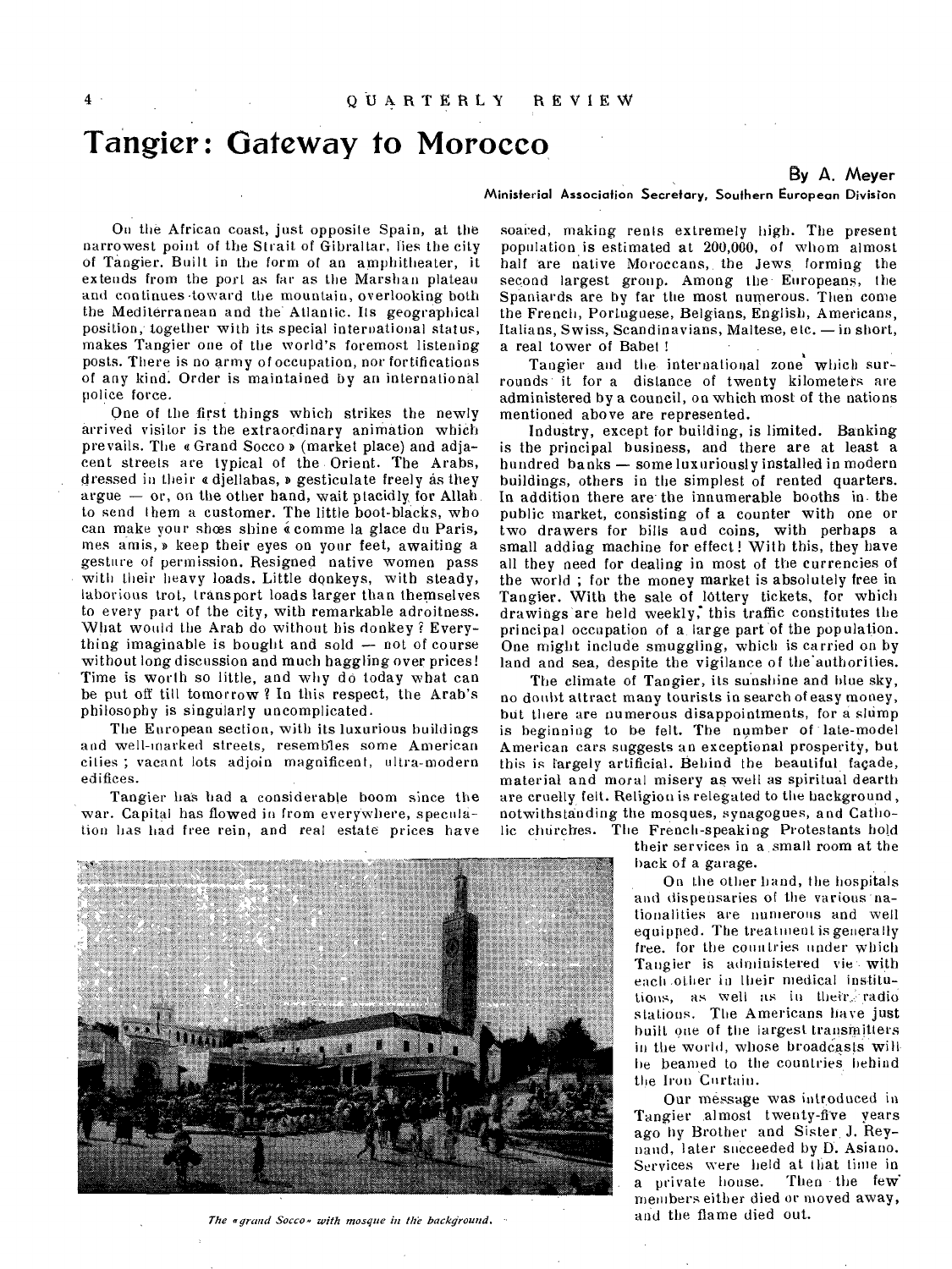# Tangier: Gateway to Morocco

By A. Meyer

*Ministerial Association Secretary, Southern European Division*

On the African coast, just opposite Spain, at the narrowest point of the Strait of Gibraltar, lies the city of Tangier. Built in the form of an amphitheater, it extends from the port as far as the Marshan plateau and continues toward the mountain, overlooking both the Mediterranean and the Atlantic. Its geographical position, together with its special international status, makes Tangier one of the world's foremost listening posts. There is no army of occupation, nor fortifications of any kind. Order is maintained by an international police force.

One of the first things which strikes the newly arrived visitor is the extraordinary animation which prevails. The « Grand Socco » (market place) and adjacent streets are typical of the Orient. The Arabs, dressed in their « djellabas, » gesticulate freely as they argue — or, on the other hand, wait placidly for Allah to send them a customer. The little boot-blacks, who can make your shœs shine « comme la glace du Paris, mes amis, » keep their eyes on your feet, awaiting a gesture of permission. Resigned native women pass with their heavy loads. Little donkeys, with steady, laborious trot, transport loads larger than themselves to every part of the city, with remarkable adroitness. What would the Arab do without his donkey? Everything imaginable is bought and sold — not of course without long discussion and much haggling over prices! Time is worth so little, and why do today what can be put off till tomorrow? In this respect, the Arab's philosophy is singularly uncomplicated.

The European section, with its luxurious buildings and well-marked streets, resembles some American cities; vacant lots adjoin magnificent, ultra-modern edifices.

Tangier has had a considerable boom since the war. Capital has flowed in from everywhere, speculation has had free rein, and real estate prices have soared, making rents extremely high. The present population is estimated at 200,000, of whom almost half are native Moroccans, the Jews forming the second largest group. Among the Europeans, the Spaniards are by far the most numerous. Then come the French, Portuguese, Belgians, English, Americans, Italians, Swiss, Scandinavians, Maltese, etc. — in short, a real tower of Babel!

Tangier and the international zone which surrounds it for a distance of twenty kilometers are administered by a council, on which most of the nations mentioned above are represented.

Industry, except for building, is limited. Banking is the principal business, and there are at least a hundred banks — some luxuriously installed in modern buildings, others in the simplest of rented quarters. In addition there are the innumerable booths in the public market, consisting of a counter with one or two drawers for bills and coins, with perhaps a small adding machine for effect! With this, they have all they need for dealing in most of the currencies of the world; for the money market is absolutely free in Tangier. With the sale of lottery tickets, for which drawings are held weekly, this traffic constitutes the principal occupation of a large part of the population. One might include smuggling, which is carried on by land and sea, despite the vigilance of the authorities.

The climate of Tangier, its sunshine and blue sky, no doubt attract many tourists in search of easy money, but there are numerous disappointments, for a slump is beginning to be felt. The number of late-model American cars suggests an exceptional prosperity, but this is largely artificial. Behind the beautiful façade, material and moral misery as well as spiritual dearth are cruelly felt. Religion is relegated to the background, notwithstanding the mosques, synagogues, and Catholic churches. The French-speaking Protestants hold their services in a small room at the back of a garage.

On the other hand, the hospitals and dispensaries of the various nationalities are numerous and well equipped. The treatment is generally free, for the countries under which Tangier is administered vie with each other in their medical institutions, as well as in their radio stations. The Americans have just built one of the largest transmitters in the world, whose broadcasts will be beamed to the countries behind the Iron Curtain.

Our message was introduced in Tangier almost twenty-five years ago by Brother and Sister J. Reynaud, later succeeded by D. Asiano. Services were held at that time in a private house. Then the few members either died or moved away, and the flame died out.

*The « grand Socco » with mosque in the background.*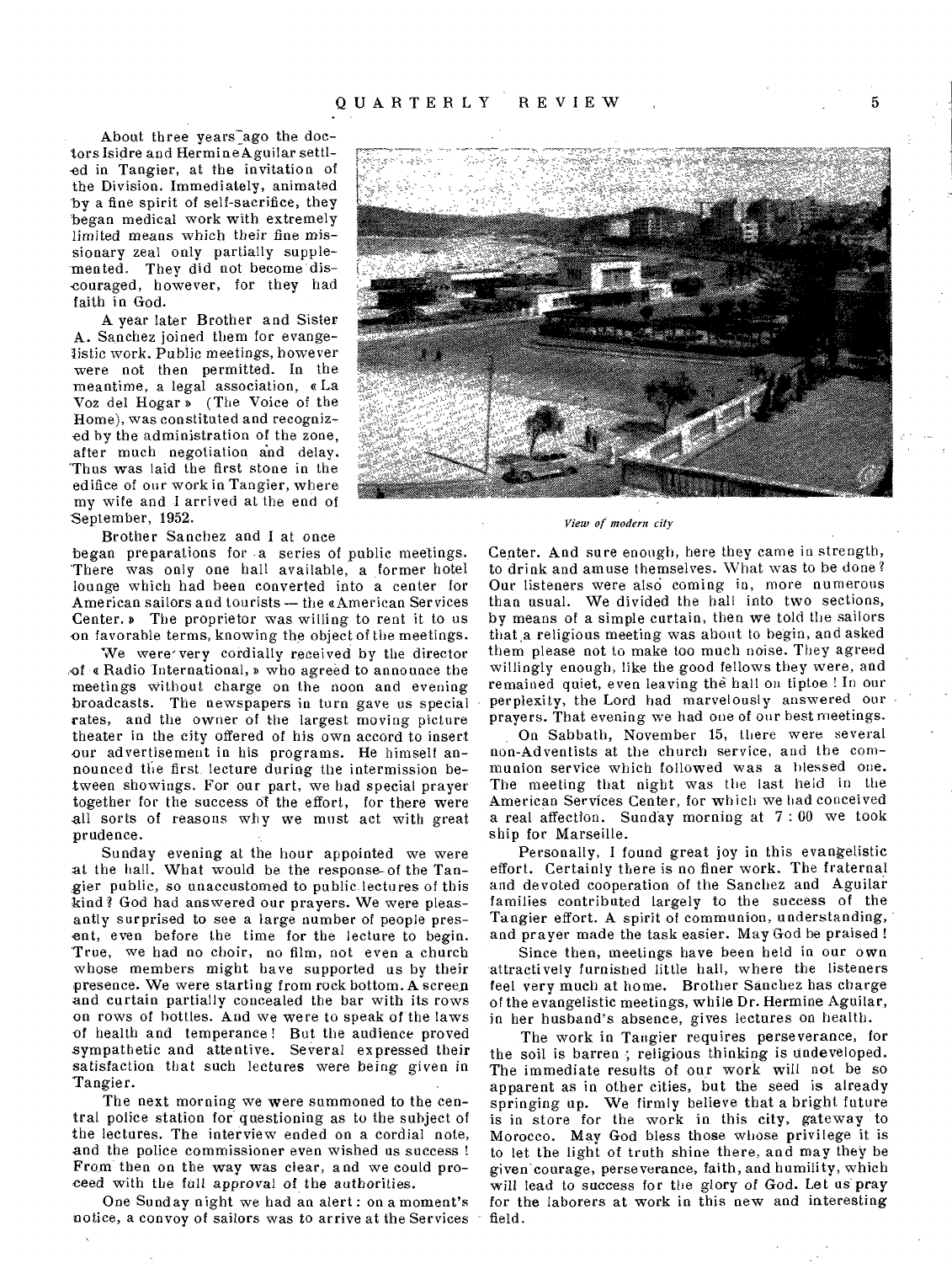About three years ago the doctors Isidre and Hermine Aguilar settled in Tangier, at the invitation of the Division. Immediately, animated by a fine spirit of self-sacrifice, they began medical work with extremely limited means which their fine missionary zeal only partially supplemented. They did not become discouraged, however, for they had faith in God.

A year later Brother and Sister A. Sanchez joined them for evangelistic work. Public meetings, however were not then permitted. In the meantime, a legal association, « La Voz del Hogar » (The Voice of the Home), was constituted and recognized by the administration of the zone, after much negotiation and delay. Thus was laid the first stone in the edifice of our work in Tangier, where my wife and I arrived at the end of September, 1952.

*View of modern city*

Brother Sanchez and I at once began preparations for a series of public meetings. There was only one hall available, a former hotel lounge which had been converted into a center for American sailors and tourists — the « American Services Center. » The proprietor was willing to rent it to us on favorable terms, knowing the object of the meetings.

We were very cordially received by the director of « Radio International, » who agreed to announce the meetings without charge on the noon and evening broadcasts. The newspapers in turn gave us special rates, and the owner of the largest moving picture theater in the city offered of his own accord to insert our advertisement in his programs. He himself announced the first lecture during the intermission between showings. For our part, we had special prayer together for the success of the effort, for there were all sorts of reasons why we must act with great prudence.

Sunday evening at the hour appointed we were at the hall. What would be the response of the Tangier public, so unaccustomed to public lectures of this kind? God had answered our prayers. We were pleasantly surprised to see a large number of people present, even before the time for the lecture to begin. True, we had no choir, no film, not even a church whose members might have supported us by their presence. We were starting from rock bottom. A screen and curtain partially concealed the bar with its rows on rows of bottles. And we were to speak of the laws of health and temperance! But the audience proved sympathetic and attentive. Several expressed their satisfaction that such lectures were being given in Tangier.

The next morning we were summoned to the central police station for questioning as to the subject of the lectures. The interview ended on a cordial note, and the police commissioner even wished us success! From then on the way was clear, and we could proceed with the full approval of the authorities.

One Sunday night we had an alert: on a moment's notice, a convoy of sailors was to arrive at the Services Center. And sure enough, here they came in strength, to drink and amuse themselves. What was to be done? Our listeners were also coming in, more numerous than usual. We divided the hall into two sections, by means of a simple curtain, then we told the sailors that a religious meeting was about to begin, and asked them please not to make too much noise. They agreed willingly enough, like the good fellows they were, and remained quiet, even leaving the hall on tiptoe! In our perplexity, the Lord had marvelously answered our prayers. That evening we had one of our best meetings.

On Sabbath, November 15, there were several non-Adventists at the church service, and the communion service which followed was a blessed one. The meeting that night was the last held in the American Services Center, for which we had conceived a real affection. Sunday morning at 7 : 00 we took ship for Marseille.

Personally, I found great joy in this evangelistic effort. Certainly there is no finer work. The fraternal and devoted cooperation of the Sanchez and Aguilar families contributed largely to the success of the Tangier effort. A spirit of communion, understanding, and prayer made the task easier. May God be praised!

Since then, meetings have been held in our own attractively furnished little hall, where the listeners feel very much at home. Brother Sanchez has charge of the evangelistic meetings, while Dr. Hermine Aguilar, in her husband's absence, gives lectures on health.

The work in Tangier requires perseverance, for the soil is barren; religious thinking is undeveloped. The immediate results of our work will not be so apparent as in other cities, but the seed is already springing up. We firmly believe that a bright future is in store for the work in this city, gateway to Morocco. May God bless those whose privilege it is to let the light of truth shine there, and may they be given courage, perseverance, faith, and humility, which will lead to success for the glory of God. Let us pray for the laborers at work in this new and interesting field.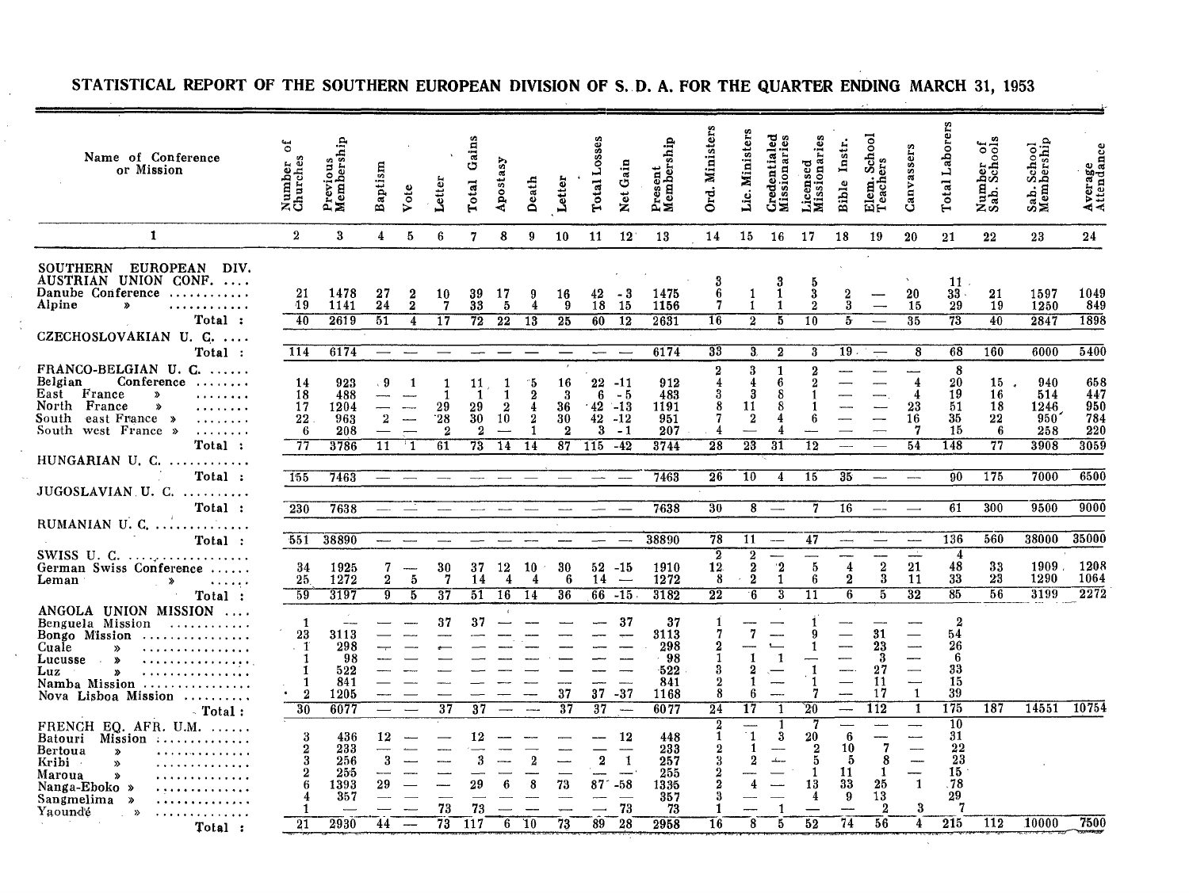# STATISTICAL REPORT OF THE SOUTHERN EUROPEAN DIVISION OF S. D. A. FOR THE QUARTER ENDING MARCH 31, 1953

| Name of Conference or Mission | Number of Churches | Previous Membership | Baptism | Vote | Letter | Total Gains | Apostasy | Death | Letter | Total Losses | Net Gain | Present Membership | Ord. Ministers | Lic. Ministers | Credentialed Missionaries | Licensed Missionaries | Bible Instr. | Elem. School Teachers | Canvassers | Total Laborers | Number of Sab. Schools | Sab. School Membership | Average Attendance |
|---|---|---|---|---|---|---|---|---|---|---|---|---|---|---|---|---|---|---|---|---|---|---|---|
| 1 | 2 | 3 | 4 | 5 | 6 | 7 | 8 | 9 | 10 | 11 | 12 | 13 | 14 | 15 | 16 | 17 | 18 | 19 | 20 | 21 | 22 | 23 | 24 |
| SOUTHERN EUROPEAN DIV. | | | | | | | | | | | | | | | | | | | | | | | |
| AUSTRIAN UNION CONF. .... | | | | | | | | | | | | | 3 | | 3 | 5 | | | | 11 | | | |
| Danube Conference ........... | 21 | 1478 | 27 | 2 | 10 | 39 | 17 | 9 | 16 | 42 | -3 | 1475 | 6 | 1 | 1 | 3 | 2 | — | 20 | 33 | 21 | 1597 | 1049 |
| Alpine » ........... | 19 | 1141 | 24 | 2 | 7 | 33 | 5 | 4 | 9 | 18 | 15 | 1156 | 7 | 1 | 1 | 2 | 3 | — | 15 | 29 | 19 | 1250 | 849 |
| Total : | 40 | 2619 | 51 | 4 | 17 | 72 | 22 | 13 | 25 | 60 | 12 | 2631 | 16 | 2 | 5 | 10 | 5 | — | 35 | 73 | 40 | 2847 | 1898 |
| CZECHOSLOVAKIAN U. C. .... | | | | | | | | | | | | | | | | | | | | | | | |
| Total : | 114 | 6174 | — | — | — | — | — | — | — | — | — | 6174 | 33 | 3 | 2 | 3 | 19 | — | 8 | 68 | 160 | 6000 | 5400 |
| FRANCO-BELGIAN U. C. ...... | | | | | | | | | | | | | 2 | 3 | 1 | 2 | | | | 8 | | | |
| Belgian Conference ........ | 14 | 923 | 9 | 1 | 1 | 11 | 1 | 5 | 16 | 22 | -11 | 912 | 4 | 4 | 6 | 2 | — | — | 4 | 20 | 15 | 940 | 658 |
| East France » ........ | 18 | 488 | — | — | 1 | 1 | 1 | 2 | 3 | 6 | -5 | 483 | 3 | 3 | 8 | 1 | — | — | 4 | 19 | 16 | 514 | 447 |
| North France » ........ | 17 | 1204 | — | — | 29 | 29 | 2 | 4 | 36 | 42 | -13 | 1191 | 8 | 11 | 8 | 1 | — | — | 23 | 51 | 18 | 1246 | 950 |
| South east France » ........ | 22 | 963 | 2 | — | 28 | 30 | 10 | 2 | 30 | 42 | -12 | 951 | 7 | 2 | 4 | 6 | — | — | 16 | 35 | 22 | 950 | 784 |
| South west France » ........ | 6 | 208 | — | — | 2 | 2 | — | 1 | 2 | 3 | -1 | 207 | 4 | — | 4 | — | — | — | 7 | 15 | 6 | 258 | 220 |
| Total : | 77 | 3786 | 11 | 1 | 61 | 73 | 14 | 14 | 87 | 115 | -42 | 3744 | 28 | 23 | 31 | 12 | — | — | 54 | 148 | 77 | 3908 | 3059 |
| HUNGARIAN U. C. ........... | | | | | | | | | | | | | | | | | | | | | | | |
| Total : | 155 | 7463 | — | — | — | — | — | — | — | — | — | 7463 | 26 | 10 | 4 | 15 | 35 | — | — | 90 | 175 | 7000 | 6500 |
| JUGOSLAVIAN U. C. .......... | | | | | | | | | | | | | | | | | | | | | | | |
| Total : | 230 | 7638 | — | — | — | — | — | — | — | — | — | 7638 | 30 | 8 | — | 7 | 16 | — | — | 61 | 300 | 9500 | 9000 |
| RUMANIAN U. C. .............. | | | | | | | | | | | | | | | | | | | | | | | |
| Total : | 551 | 38890 | — | — | — | — | — | — | — | — | — | 38890 | 78 | 11 | — | 47 | — | — | — | 136 | 560 | 38000 | 35000 |
| SWISS U. C. ................ | | | | | | | | | | | | | 2 | 2 | — | — | — | — | — | 4 | | | |
| German Swiss Conference ...... | 34 | 1925 | 7 | — | 30 | 37 | 12 | 10 | 30 | 52 | -15 | 1910 | 12 | 2 | 2 | 5 | 4 | 2 | 21 | 48 | 33 | 1909 | 1208 |
| Leman » ...... | 25 | 1272 | 2 | 5 | 7 | 14 | 4 | 4 | 6 | 14 | — | 1272 | 8 | 2 | 1 | 6 | 2 | 3 | 11 | 33 | 23 | 1290 | 1064 |
| Total : | 59 | 3197 | 9 | 5 | 37 | 51 | 16 | 14 | 36 | 66 | -15 | 3182 | 22 | 6 | 3 | 11 | 6 | 5 | 32 | 85 | 56 | 3199 | 2272 |
| ANGOLA UNION MISSION .... | | | | | | | | | | | | | 1 | | | 1 | | | | 2 | | | |
| Benguela Mission ........... | 1 | — | — | — | 37 | 37 | — | — | — | — | 37 | 37 | | | | | | | | | | | |
| Bongo Mission ............... | 23 | 3113 | — | — | — | — | — | — | — | — | — | 3113 | 7 | 7 | — | 9 | — | 31 | — | 54 | | | |
| Cuale » ............... | 1 | 298 | — | — | — | — | — | — | — | — | — | 298 | 2 | — | — | 1 | — | 23 | — | 26 | | | |
| Lucusse » ............... | 1 | 98 | — | — | — | — | — | — | — | — | — | 98 | 1 | 1 | 1 | — | — | 3 | — | 6 | | | |
| Luz » ............... | 1 | 522 | — | — | — | — | — | — | — | — | — | 522 | 3 | 2 | — | 1 | — | 27 | — | 33 | | | |
| Namba Mission ............... | 1 | 841 | — | — | — | — | — | — | — | — | — | 841 | 2 | 1 | — | 1 | — | 11 | — | 15 | | | |
| Nova Lisboa Mission .......... | 2 | 1205 | — | — | — | — | — | — | 37 | 37 | -37 | 1168 | 8 | 6 | — | 7 | — | 17 | 1 | 39 | | | |
| Total : | 30 | 6077 | — | — | 37 | 37 | — | — | 37 | 37 | — | 6077 | 24 | 17 | 1 | 20 | — | 112 | 1 | 175 | 187 | 14551 | 10754 |
| FRENCH EQ. AFR. U.M. ...... | | | | | | | | | | | | | 2 | — | 1 | 7 | — | — | — | 10 | | | |
| Batouri Mission ............. | 3 | 436 | 12 | — | — | 12 | — | — | — | — | 12 | 448 | 1 | 1 | 3 | 20 | 6 | — | — | 31 | | | |
| Bertoua » ............. | 2 | 233 | — | — | — | — | — | — | — | — | — | 233 | 2 | 1 | — | 2 | 10 | 7 | — | 22 | | | |
| Kribi » ............. | 3 | 256 | 3 | — | — | 3 | — | 2 | — | 2 | 1 | 257 | 3 | 2 | — | 5 | 5 | 8 | — | 23 | | | |
| Maroua » ............. | 2 | 255 | — | — | — | — | — | — | — | — | — | 255 | 2 | — | — | 1 | 11 | 1 | — | 15 | | | |
| Nanga-Eboko » ............. | 6 | 1393 | 29 | — | — | 29 | 6 | 8 | 73 | 87 | -58 | 1335 | 2 | 4 | — | 13 | 33 | 25 | 1 | 78 | | | |
| Sangmelima » ............. | 4 | 357 | — | — | — | — | — | — | — | — | — | 357 | 3 | — | — | 4 | 9 | 13 | — | 29 | | | |
| Yaoundé » ............. | 1 | — | — | — | 73 | 73 | — | — | — | — | 73 | 73 | 1 | — | 1 | — | — | 2 | 3 | 7 | | | |
| Total : | 21 | 2930 | 44 | — | 73 | 117 | 6 | 10 | 73 | 89 | 28 | 2958 | 16 | 8 | 5 | 52 | 74 | 56 | 4 | 215 | 112 | 10000 | 7500 |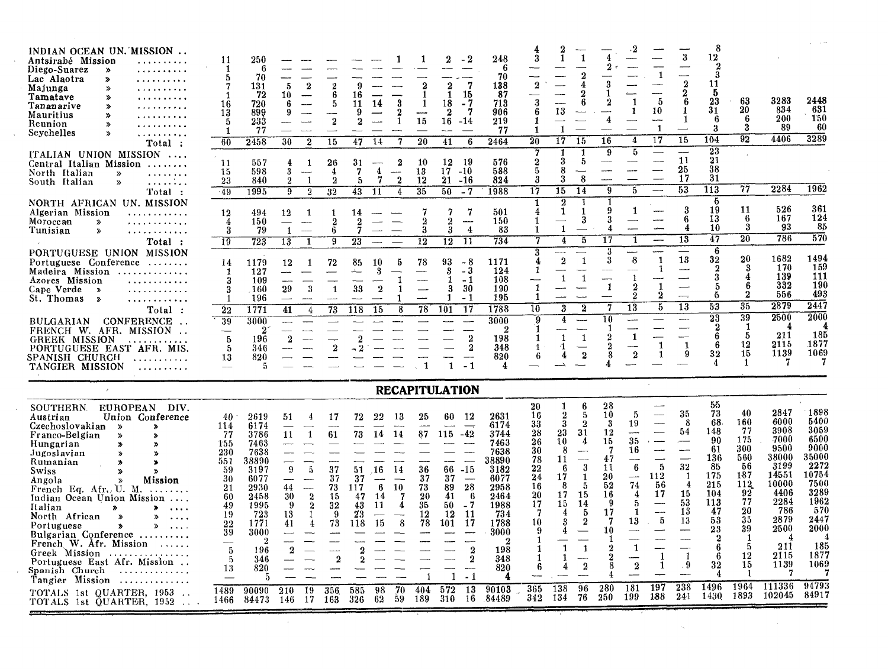| | | | | | | | | | | | | | | | | | | | | | | | |
|---|---|---|---|---|---|---|---|---|---|---|---|---|---|---|---|---|---|---|---|---|---|---|---|
| INDIAN OCEAN UN. MISSION .. | | | | | | | | | | | | | 4 | 2 | — | — | 2 | — | — | 8 | | | |
| Antsirabé Mission .......... | 11 | 250 | — | — | — | — | — | 1 | 1 | 2 | -2 | 248 | 3 | 1 | 1 | 4 | — | — | 3 | 12 | | | |
| Diego-Suarez » .......... | 1 | 6 | — | — | — | — | — | — | — | — | — | 6 | — | — | — | 2 | — | — | — | 2 | | | |
| Lac Alaotra » .......... | 5 | 70 | — | — | — | — | — | — | — | — | — | 70 | — | — | 2 | — | — | 1 | — | 3 | | | |
| Majunga » .......... | 7 | 131 | 5 | 2 | 2 | 9 | — | — | 2 | 2 | 7 | 138 | 2 | — | 4 | 3 | — | — | 2 | 11 | | | |
| Tamatave » .......... | 1 | 72 | 10 | — | 6 | 16 | — | — | 1 | 1 | 15 | 87 | — | — | 2 | 1 | — | — | 2 | 5 | | | |
| Tananarive » .......... | 16 | 720 | 6 | — | 5 | 11 | 14 | 3 | 1 | 18 | -7 | 713 | 3 | — | 6 | 2 | 1 | 5 | 6 | 23 | 63 | 3283 | 2448 |
| Mauritius » .......... | 13 | 899 | 9 | — | — | 9 | — | 2 | — | 2 | 7 | 906 | 6 | 13 | — | — | 1 | 10 | 1 | 31 | 20 | 834 | 631 |
| Reunion » .......... | 5 | 233 | — | — | 2 | 2 | — | 1 | 15 | 16 | -14 | 219 | 1 | — | — | 4 | — | — | 1 | 6 | 6 | 200 | 150 |
| Seychelles » .......... | 1 | 77 | — | — | — | — | — | — | — | — | — | 77 | 1 | 1 | — | — | — | 1 | — | 3 | 3 | 89 | 60 |
| Total : | 60 | 2458 | 30 | 2 | 15 | 47 | 14 | 7 | 20 | 41 | 6 | 2464 | 20 | 17 | 15 | 16 | 4 | 17 | 15 | 104 | 92 | 4406 | 3289 |
| ITALIAN UNION MISSION .... | | | | | | | | | | | | | 7 | 1 | 1 | 9 | 5 | — | — | 23 | | | |
| Central Italian Mission ........ | 11 | 557 | 4 | 1 | 26 | 31 | — | 2 | 10 | 12 | 19 | 576 | 2 | 3 | 5 | — | — | — | 11 | 21 | | | |
| North Italian » ........ | 15 | 598 | 3 | — | 4 | 7 | 4 | — | 13 | 17 | -10 | 588 | 5 | 8 | — | — | — | — | 25 | 38 | | | |
| South Italian » ........ | 23 | 840 | 2 | 1 | 2 | 5 | 7 | 2 | 12 | 21 | -16 | 824 | 3 | 3 | 8 | — | — | — | 17 | 31 | | | |
| Total : | 49 | 1995 | 9 | 2 | 32 | 43 | 11 | 4 | 35 | 50 | -7 | 1988 | 17 | 15 | 14 | 9 | 5 | — | 53 | 113 | 77 | 2284 | 1962 |
| NORTH AFRICAN UN. MISSION | | | | | | | | | | | | | 1 | 2 | 1 | 1 | | | | 5 | | | |
| Algerian Mission ............ | 12 | 494 | 12 | 1 | 1 | 14 | — | — | 7 | 7 | 7 | 501 | 4 | 1 | 1 | 9 | 1 | — | 3 | 19 | 11 | 526 | 361 |
| Moroccan » ............ | 4 | 150 | — | — | 2 | 2 | — | — | 2 | 2 | — | 150 | 1 | — | 3 | 3 | — | — | 6 | 13 | 6 | 167 | 124 |
| Tunisian » ............ | 3 | 79 | 1 | — | 6 | 7 | — | — | 3 | 3 | 4 | 83 | 1 | 1 | — | 4 | — | — | 4 | 10 | 3 | 93 | 85 |
| Total : | 19 | 723 | 13 | 1 | 9 | 23 | — | — | 12 | 12 | 11 | 734 | 7 | 4 | 5 | 17 | 1 | — | 13 | 47 | 20 | 786 | 570 |
| PORTUGUESE UNION MISSION | | | | | | | | | | | | | 3 | — | — | 3 | — | — | — | 6 | | | |
| Portuguese Conference ........ | 14 | 1179 | 12 | 1 | 72 | 85 | 10 | 5 | 78 | 93 | -8 | 1171 | 4 | 2 | 1 | 3 | 8 | 1 | 13 | 32 | 20 | 1682 | 1494 |
| Madeira Mission .............. | 1 | 127 | — | — | — | — | 3 | — | — | 3 | -3 | 124 | 1 | — | — | — | — | 1 | — | 2 | 3 | 170 | 159 |
| Azores Mission ............ | 3 | 109 | — | — | — | — | — | 1 | — | 1 | -1 | 108 | — | 1 | 1 | — | 1 | — | — | 3 | 4 | 139 | 111 |
| Cape Verde » ............ | 3 | 160 | 29 | 3 | 1 | 33 | 2 | 1 | — | 3 | 30 | 190 | 1 | — | — | 1 | 2 | 1 | — | 5 | 6 | 332 | 190 |
| St. Thomas » ............ | 1 | 196 | — | — | — | — | — | 1 | — | 1 | -1 | 195 | 1 | — | — | — | 2 | 2 | — | 5 | 2 | 556 | 493 |
| Total : | 22 | 1771 | 41 | 4 | 73 | 118 | 15 | 8 | 78 | 101 | 17 | 1788 | 10 | 3 | 2 | 7 | 13 | 5 | 13 | 53 | 35 | 2879 | 2447 |
| BULGARIAN CONFERENCE .. | 39 | 3000 | — | — | — | — | — | — | — | — | — | 3000 | 9 | 4 | — | 10 | — | — | — | 23 | 39 | 2500 | 2000 |
| FRENCH W. AFR. MISSION .. | — | 2 | — | — | — | — | — | — | — | — | — | 2 | 1 | — | — | 1 | — | — | — | 2 | 1 | 4 | 4 |
| GREEK MISSION ............ | 5 | 196 | 2 | — | — | 2 | — | — | — | — | 2 | 198 | 1 | 1 | 1 | 2 | 1 | — | — | 6 | 5 | 211 | 185 |
| PORTUGUESE EAST AFR. MIS. | 5 | 346 | — | — | 2 | 2 | — | — | — | — | 2 | 348 | 1 | 1 | — | 2 | — | 1 | 1 | 6 | 12 | 2115 | 1877 |
| SPANISH CHURCH ........... | 13 | 820 | — | — | — | — | — | — | — | — | — | 820 | 6 | 4 | 2 | 8 | 2 | 1 | 9 | 32 | 15 | 1139 | 1069 |
| TANGIER MISSION .......... | — | 5 | — | — | — | — | — | — | 1 | 1 | -1 | 4 | — | — | — | 4 | — | — | — | 4 | 1 | 7 | 7 |

## RECAPITULATION

| | | | | | | | | | | | | | | | | | | | | | | | |
|---|---|---|---|---|---|---|---|---|---|---|---|---|---|---|---|---|---|---|---|---|---|---|---|
| SOUTHERN EUROPEAN DIV. | | | | | | | | | | | | | 20 | 1 | 6 | 28 | | — | | 55 | | | |
| Austrian Union Conference | 40 | 2619 | 51 | 4 | 17 | 72 | 22 | 13 | 25 | 60 | 12 | 2631 | 16 | 2 | 5 | 10 | 5 | — | 35 | 73 | 40 | 2847 | 1898 |
| Czechoslovakian » » | 114 | 6174 | — | — | — | — | — | — | — | — | — | 6174 | 33 | 3 | 2 | 3 | 19 | — | 8 | 68 | 160 | 6000 | 5400 |
| Franco-Belgian » » | 77 | 3786 | 11 | 1 | 61 | 73 | 14 | 14 | 87 | 115 | -42 | 3744 | 28 | 23 | 31 | 12 | — | — | 54 | 148 | 77 | 3908 | 3059 |
| Hungarian » » | 155 | 7463 | — | — | — | — | — | — | — | — | — | 7463 | 26 | 10 | 4 | 15 | 35 | — | — | 90 | 175 | 7000 | 6500 |
| Jugoslavian » » | 230 | 7638 | — | — | — | — | — | — | — | — | — | 7638 | 30 | 8 | — | 7 | 16 | — | — | 61 | 300 | 9500 | 9000 |
| Rumanian » » | 551 | 38890 | — | — | — | — | — | — | — | — | — | 38890 | 78 | 11 | — | 47 | — | — | — | 136 | 560 | 38000 | 35000 |
| Swiss » » | 59 | 3197 | 9 | 5 | 37 | 51 | 16 | 14 | 36 | 66 | -15 | 3182 | 22 | 6 | 3 | 11 | 6 | 5 | 32 | 85 | 56 | 3199 | 2272 |
| Angola » Mission | 30 | 6077 | — | — | 37 | 37 | — | — | 37 | 37 | — | 6077 | 24 | 17 | 1 | 20 | — | 112 | 1 | 175 | 187 | 14551 | 10754 |
| French Eq. Afr. U. M. ........ | 21 | 2930 | 44 | — | 73 | 117 | 6 | 10 | 73 | 89 | 28 | 2958 | 16 | 8 | 5 | 52 | 74 | 56 | 4 | 215 | 112 | 10000 | 7500 |
| Indian Ocean Union Mission .... | 60 | 2458 | 30 | 2 | 15 | 47 | 14 | 7 | 20 | 41 | 6 | 2464 | 20 | 17 | 15 | 16 | 4 | 17 | 15 | 104 | 92 | 4406 | 3289 |
| Italian » » .... | 49 | 1995 | 9 | 2 | 32 | 43 | 11 | 4 | 35 | 50 | -7 | 1988 | 17 | 15 | 14 | 9 | 5 | — | 53 | 113 | 77 | 2284 | 1962 |
| North African » » .... | 19 | 723 | 13 | 1 | 9 | 23 | — | — | 12 | 12 | 11 | 734 | 7 | 4 | 5 | 17 | 1 | — | 13 | 47 | 20 | 786 | 570 |
| Portuguese » » .... | 22 | 1771 | 41 | 4 | 73 | 118 | 15 | 8 | 78 | 101 | 17 | 1788 | 10 | 3 | 2 | 7 | 13 | 5 | 13 | 53 | 35 | 2879 | 2447 |
| Bulgarian Conference .......... | 39 | 3000 | — | — | — | — | — | — | — | — | — | 3000 | 9 | 4 | — | 10 | — | — | — | 23 | 39 | 2500 | 2000 |
| French W. Afr. Mission ...... | — | 2 | — | — | — | — | — | — | — | — | — | 2 | 1 | — | — | 1 | — | — | — | 2 | 1 | 4 | 4 |
| Greek Mission ............... | 5 | 196 | 2 | — | — | 2 | — | — | — | — | 2 | 198 | 1 | 1 | 1 | 2 | 1 | — | — | 6 | 5 | 211 | 185 |
| Portuguese East Afr. Mission .. | 5 | 346 | — | — | 2 | 2 | — | — | — | — | 2 | 348 | 1 | 1 | — | 2 | — | 1 | 1 | 6 | 12 | 2115 | 1877 |
| Spanish Church ............. | 13 | 820 | — | — | — | — | — | — | — | — | — | 820 | 6 | 4 | 2 | 8 | 2 | 1 | 9 | 32 | 15 | 1139 | 1069 |
| Tangier Mission ............. | — | 5 | — | — | — | — | — | — | 1 | 1 | -1 | 4 | — | — | — | 4 | — | — | — | 4 | 1 | 7 | 7 |
| TOTALS 1st QUARTER, 1953 .. | 1489 | 90090 | 210 | 19 | 356 | 585 | 98 | 70 | 404 | 572 | 13 | 90103 | 365 | 138 | 96 | 280 | 181 | 197 | 238 | 1496 | 1964 | 111336 | 94793 |
| TOTALS 1st QUARTER, 1952 .. | 1466 | 84473 | 146 | 17 | 163 | 326 | 62 | 59 | 189 | 310 | 16 | 84489 | 342 | 134 | 76 | 250 | 199 | 188 | 241 | 1430 | 1893 | 102045 | 84917 |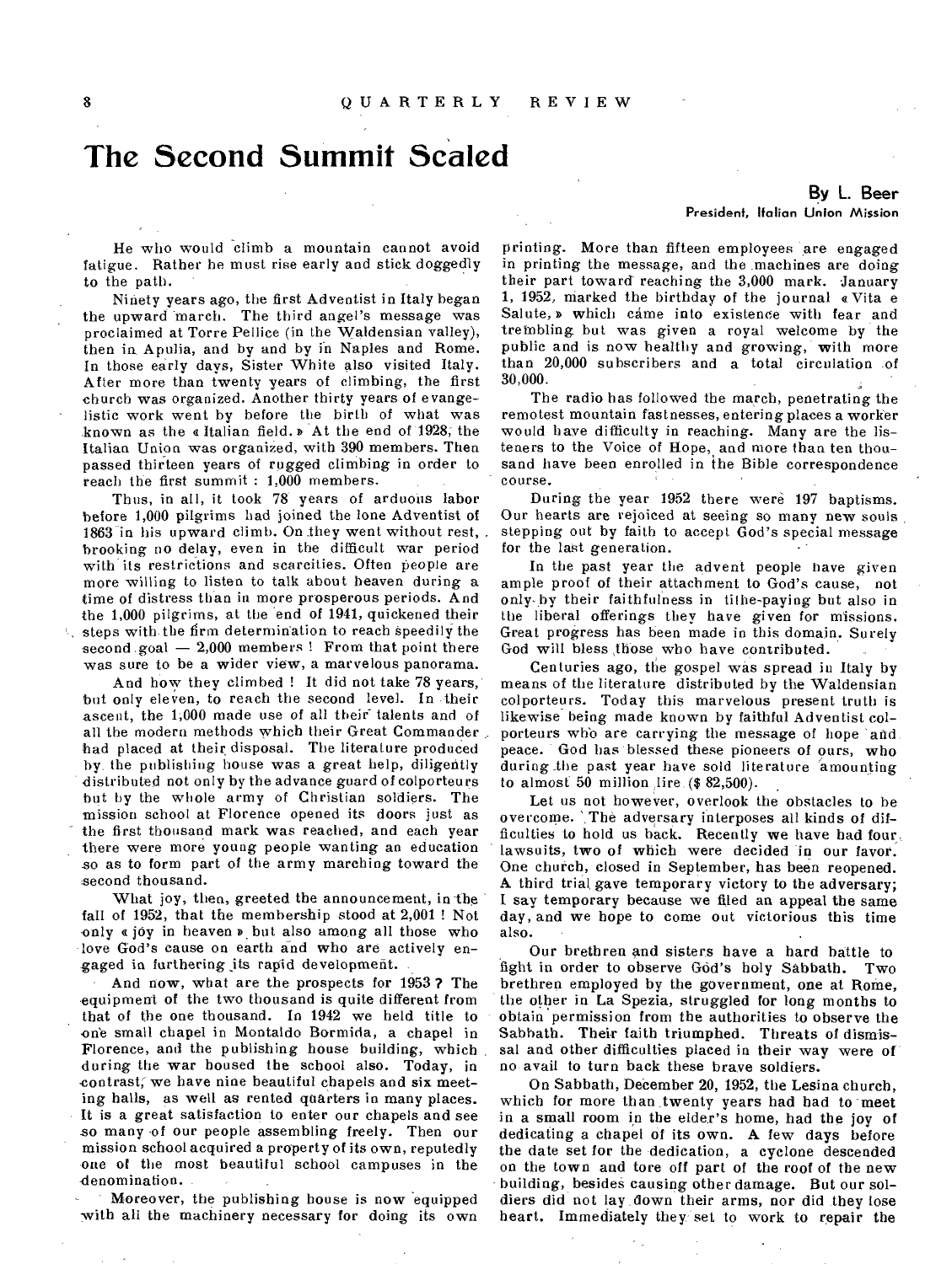# The Second Summit Scaled

**By L. Beer**
**President, Italian Union Mission**

He who would climb a mountain cannot avoid fatigue. Rather he must rise early and stick doggedly to the path.

Ninety years ago, the first Adventist in Italy began the upward march. The third angel's message was proclaimed at Torre Pellice (in the Waldensian valley), then in Apulia, and by and by in Naples and Rome. In those early days, Sister White also visited Italy. After more than twenty years of climbing, the first church was organized. Another thirty years of evangelistic work went by before the birth of what was known as the « Italian field. » At the end of 1928, the Italian Union was organized, with 390 members. Then passed thirteen years of rugged climbing in order to reach the first summit : 1,000 members.

Thus, in all, it took 78 years of arduous labor before 1,000 pilgrims had joined the lone Adventist of 1863 in his upward climb. On they went without rest, brooking no delay, even in the difficult war period with its restrictions and scarcities. Often people are more willing to listen to talk about heaven during a time of distress than in more prosperous periods. And the 1,000 pilgrims, at the end of 1941, quickened their steps with the firm determination to reach speedily the second goal — 2,000 members ! From that point there was sure to be a wider view, a marvelous panorama.

And how they climbed ! It did not take 78 years, but only eleven, to reach the second level. In their ascent, the 1,000 made use of all their talents and of all the modern methods which their Great Commander had placed at their disposal. The literature produced by the publishing house was a great help, diligently distributed not only by the advance guard of colporteurs but by the whole army of Christian soldiers. The mission school at Florence opened its doors just as the first thousand mark was reached, and each year there were more young people wanting an education so as to form part of the army marching toward the second thousand.

What joy, then, greeted the announcement, in the fall of 1952, that the membership stood at 2,001 ! Not only « joy in heaven » but also among all those who love God's cause on earth and who are actively engaged in furthering its rapid development.

And now, what are the prospects for 1953 ? The equipment of the two thousand is quite different from that of the one thousand. In 1942 we held title to one small chapel in Montaldo Bormida, a chapel in Florence, and the publishing house building, which during the war housed the school also. Today, in contrast, we have nine beautiful chapels and six meeting halls, as well as rented quarters in many places. It is a great satisfaction to enter our chapels and see so many of our people assembling freely. Then our mission school acquired a property of its own, reputedly one of the most beautiful school campuses in the denomination.

Moreover, the publishing house is now equipped with all the machinery necessary for doing its own printing. More than fifteen employees are engaged in printing the message, and the machines are doing their part toward reaching the 3,000 mark. January 1, 1952, marked the birthday of the journal « Vita e Salute, » which came into existence with fear and trembling but was given a royal welcome by the public and is now healthy and growing, with more than 20,000 subscribers and a total circulation of 30,000.

The radio has followed the march, penetrating the remotest mountain fastnesses, entering places a worker would have difficulty in reaching. Many are the listeners to the Voice of Hope, and more than ten thousand have been enrolled in the Bible correspondence course.

During the year 1952 there were 197 baptisms. Our hearts are rejoiced at seeing so many new souls stepping out by faith to accept God's special message for the last generation.

In the past year the advent people have given ample proof of their attachment to God's cause, not only by their faithfulness in tithe-paying but also in the liberal offerings they have given for missions. Great progress has been made in this domain. Surely God will bless those who have contributed.

Centuries ago, the gospel was spread in Italy by means of the literature distributed by the Waldensian colporteurs. Today this marvelous present truth is likewise being made known by faithful Adventist colporteurs who are carrying the message of hope and peace. God has blessed these pioneers of ours, who during the past year have sold literature amounting to almost 50 million lire ($ 82,500).

Let us not however, overlook the obstacles to be overcome. The adversary interposes all kinds of difficulties to hold us back. Recently we have had four lawsuits, two of which were decided in our favor. One church, closed in September, has been reopened. A third trial gave temporary victory to the adversary; I say temporary because we filed an appeal the same day, and we hope to come out victorious this time also.

Our brethren and sisters have a hard battle to fight in order to observe God's holy Sabbath. Two brethren employed by the government, one at Rome, the other in La Spezia, struggled for long months to obtain permission from the authorities to observe the Sabbath. Their faith triumphed. Threats of dismissal and other difficulties placed in their way were of no avail to turn back these brave soldiers.

On Sabbath, December 20, 1952, the Lesina church, which for more than twenty years had had to meet in a small room in the elder's home, had the joy of dedicating a chapel of its own. A few days before the date set for the dedication, a cyclone descended on the town and tore off part of the roof of the new building, besides causing other damage. But our soldiers did not lay down their arms, nor did they lose heart. Immediately they set to work to repair the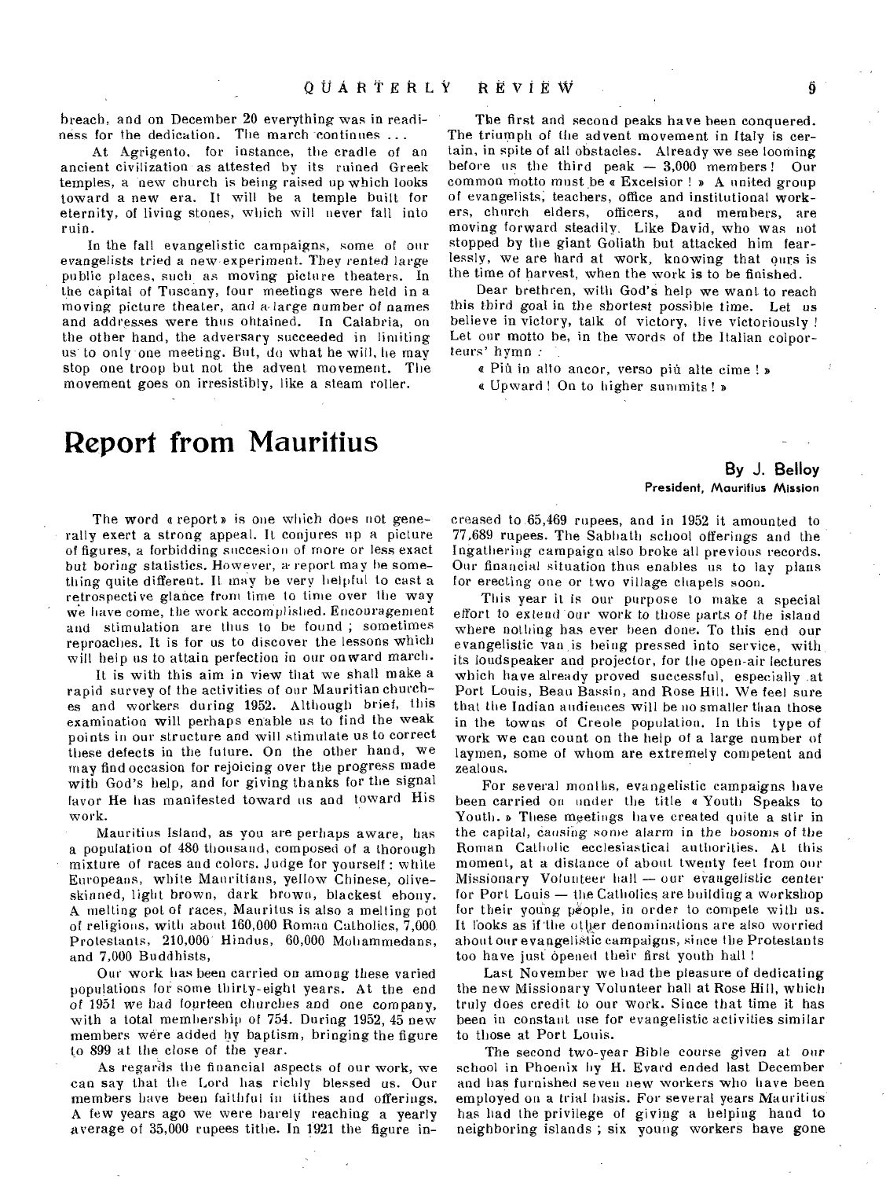breach, and on December 20 everything was in readiness for the dedication. The march continues ...

At Agrigento, for instance, the cradle of an ancient civilization as attested by its ruined Greek temples, a new church is being raised up which looks toward a new era. It will be a temple built for eternity, of living stones, which will never fall into ruin.

In the fall evangelistic campaigns, some of our evangelists tried a new experiment. They rented large public places, such as moving picture theaters. In the capital of Tuscany, four meetings were held in a moving picture theater, and a large number of names and addresses were thus obtained. In Calabria, on the other hand, the adversary succeeded in limiting us to only one meeting. But, do what he will, he may stop one troop but not the advent movement. The movement goes on irresistibly, like a steam roller.

The first and second peaks have been conquered. The triumph of the advent movement in Italy is certain, in spite of all obstacles. Already we see looming before us the third peak — 3,000 members! Our common motto must be « Excelsior ! » A united group of evangelists, teachers, office and institutional workers, church elders, officers, and members, are moving forward steadily. Like David, who was not stopped by the giant Goliath but attacked him fearlessly, we are hard at work, knowing that ours is the time of harvest, when the work is to be finished.

Dear brethren, with God's help we want to reach this third goal in the shortest possible time. Let us believe in victory, talk of victory, live victoriously! Let our motto be, in the words of the Italian colporteurs' hymn :

« Più in alto ancor, verso più alte cime ! »

« Upward ! On to higher summits ! »

# Report from Mauritius

**By J. Belloy**
**President, Mauritius Mission**

The word « report » is one which does not generally exert a strong appeal. It conjures up a picture of figures, a forbidding succession of more or less exact but boring statistics. However, a report may be something quite different. It may be very helpful to cast a retrospective glance from time to time over the way we have come, the work accomplished. Encouragement and stimulation are thus to be found ; sometimes reproaches. It is for us to discover the lessons which will help us to attain perfection in our onward march.

It is with this aim in view that we shall make a rapid survey of the activities of our Mauritian churches and workers during 1952. Although brief, this examination will perhaps enable us to find the weak points in our structure and will stimulate us to correct these defects in the future. On the other hand, we may find occasion for rejoicing over the progress made with God's help, and for giving thanks for the signal favor He has manifested toward us and toward His work.

Mauritius Island, as you are perhaps aware, has a population of 480 thousand, composed of a thorough mixture of races and colors. Judge for yourself : white Europeans, white Mauritians, yellow Chinese, olive-skinned, light brown, dark brown, blackest ebony. A melting pot of races, Mauritus is also a melting pot of religions, with about 160,000 Roman Catholics, 7,000 Protestants, 210,000 Hindus, 60,000 Mohammedans, and 7,000 Buddhists,

Our work has been carried on among these varied populations for some thirty-eight years. At the end of 1951 we had fourteen churches and one company, with a total membership of 754. During 1952, 45 new members were added by baptism, bringing the figure to 899 at the close of the year.

As regards the financial aspects of our work, we can say that the Lord has richly blessed us. Our members have been faithful in tithes and offerings. A few years ago we were barely reaching a yearly average of 35,000 rupees tithe. In 1921 the figure increased to 65,469 rupees, and in 1952 it amounted to 77,689 rupees. The Sabbath school offerings and the Ingathering campaign also broke all previous records. Our financial situation thus enables us to lay plans for erecting one or two village chapels soon.

This year it is our purpose to make a special effort to extend our work to those parts of the island where nothing has ever been done. To this end our evangelistic van is being pressed into service, with its loudspeaker and projector, for the open-air lectures which have already proved successful, especially at Port Louis, Beau Bassin, and Rose Hill. We feel sure that the Indian audiences will be no smaller than those in the towns of Creole population. In this type of work we can count on the help of a large number of laymen, some of whom are extremely competent and zealous.

For several months, evangelistic campaigns have been carried on under the title « Youth Speaks to Youth. » These meetings have created quite a stir in the capital, causing some alarm in the bosoms of the Roman Catholic ecclesiastical authorities. At this moment, at a distance of about twenty feet from our Missionary Volunteer hall — our evangelistic center for Port Louis — the Catholics are building a workshop for their young people, in order to compete with us. It looks as if the other denominations are also worried about our evangelistic campaigns, since the Protestants too have just opened their first youth hall !

Last November we had the pleasure of dedicating the new Missionary Volunteer hall at Rose Hill, which truly does credit to our work. Since that time it has been in constant use for evangelistic activities similar to those at Port Louis.

The second two-year Bible course given at our school in Phoenix by H. Evard ended last December and has furnished seven new workers who have been employed on a trial basis. For several years Mauritius has had the privilege of giving a helping hand to neighboring islands ; six young workers have gone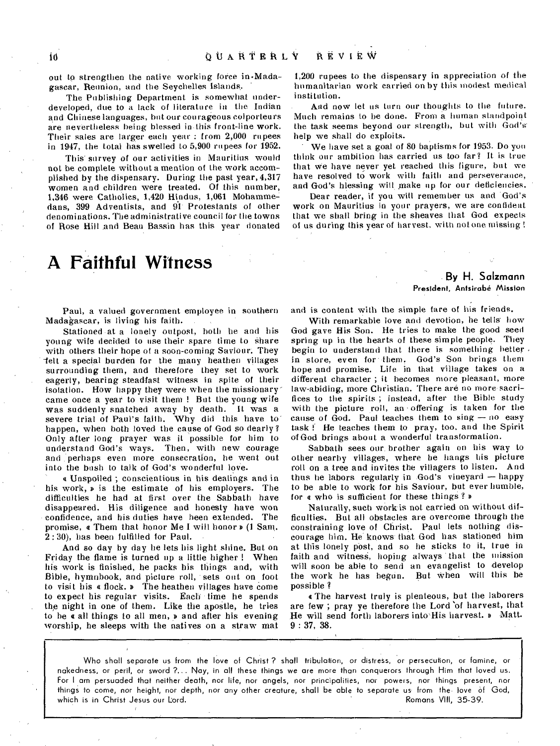out to strengthen the native working force in Madagascar, Reunion, and the Seychelles Islands.

The Publishing Department is somewhat underdeveloped, due to a lack of literature in the Indian and Chinese languages, but our courageous colporteurs are nevertheless being blessed in this front-line work. Their sales are larger each year : from 2,000 rupees in 1947, the total has swelled to 5,900 rupees for 1952.

This survey of our activities in Mauritius would not be complete without a mention of the work accomplished by the dispensary. During the past year, 4,317 women and children were treated. Of this number, 1,346 were Catholics, 1,420 Hindus, 1,061 Mohammedans, 399 Adventists, and 91 Protestants of other denominations. The administrative council for the towns of Rose Hill and Beau Bassin has this year donated 1,200 rupees to the dispensary in appreciation of the humanitarian work carried on by this modest medical institution.

And now let us turn our thoughts to the future. Much remains to be done. From a human standpoint the task seems beyond our strength, but with God's help we shall do exploits.

We have set a goal of 80 baptisms for 1953. Do you think our ambition has carried us too far? It is true that we have never yet reached this figure, but we have resolved to work with faith and perseverance, and God's blessing will make up for our deficiencies.

Dear reader, if you will remember us and God's work on Mauritius in your prayers, we are confident that we shall bring in the sheaves that God expects of us during this year of harvest, with not one missing !

# A Faithful Witness

**By H. Salzmann**
**President, Antsirabé Mission**

Paul, a valued government employee in southern Madagascar, is living his faith.

Stationed at a lonely outpost, both he and his young wife decided to use their spare time to share with others their hope of a soon-coming Saviour. They felt a special burden for the many heathen villages surrounding them, and therefore they set to work eagerly, bearing steadfast witness in spite of their isolation. How happy they were when the missionary came once a year to visit them ! But the young wife was suddenly snatched away by death. It was a severe trial of Paul's faith. Why did this have to happen, when both loved the cause of God so dearly? Only after long prayer was it possible for him to understand God's ways. Then, with new courage and perhaps even more consecration, he went out into the bush to talk of God's wonderful love.

« Unspoiled ; conscientious in his dealings and in his work, » is the estimate of his employers. The difficulties he had at first over the Sabbath have disappeared. His diligence and honesty have won confidence, and his duties have been extended. The promise, « Them that honor Me I will honor » (1 Sam. 2 : 30), has been fulfilled for Paul.

And so day by day he lets his light shine. But on Friday the flame is turned up a little higher ! When his work is finished, he packs his things and, with Bible, hymnbook, and picture roll, sets out on foot to visit his « flock. » The heathen villages have come to expect his regular visits. Each time he spends the night in one of them. Like the apostle, he tries to be « all things to all men, » and after his evening worship, he sleeps with the natives on a straw mat and is content with the simple fare of his friends.

With remarkable love and devotion, he tells how God gave His Son. He tries to make the good seed spring up in the hearts of these simple people. They begin to understand that there is something better in store, even for them. God's Son brings them hope and promise. Life in that village takes on a different character ; it becomes more pleasant, more law-abiding, more Christian. There are no more sacrifices to the spirits ; instead, after the Bible study with the picture roll, an offering is taken for the cause of God. Paul teaches them to sing — no easy task ! He teaches them to pray, too, and the Spirit of God brings about a wonderful transformation.

Sabbath sees our brother again on his way to other nearby villages, where he hangs his picture roll on a tree and invites the villagers to listen. And thus he labors regularly in God's vineyard — happy to be able to work for his Saviour, but ever humble, for « who is sufficient for these things ? »

Naturally, such work is not carried on without difficulties. But all obstacles are overcome through the constraining love of Christ. Paul lets nothing discourage him. He knows that God has stationed him at this lonely post, and so he sticks to it, true in faith and witness, hoping always that the mission will soon be able to send an evangelist to develop the work he has begun. But when will this be possible ?

« The harvest truly is plenteous, but the laborers are few ; pray ye therefore the Lord of harvest, that He will send forth laborers into His harvest. » Matt. 9 : 37, 38.

---

Who shall separate us from the love of Christ ? shall tribulation, or distress, or persecution, or famine, or nakedness, or peril, or sword ?... Nay, in all these things we are more than conquerors through Him that loved us. For I am persuaded that neither death, nor life, nor angels, nor principalities, nor powers, nor things present, nor things to come, nor height, nor depth, nor any other creature, shall be able to separate us from the love of God, which is in Christ Jesus our Lord. Romans VIII, 35-39.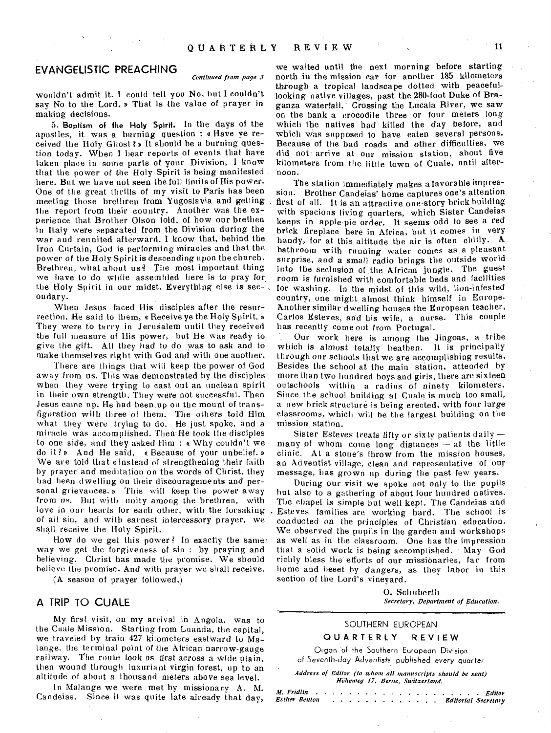## EVANGELISTIC PREACHING

*Continued from page 3*

wouldn't admit it. I could tell you No, but I couldn't say No to the Lord. » That is the value of prayer in making decisions.

5. **Baptism of the Holy Spirit.** In the days of the apostles, it was a burning question : « Have ye received the Holy Ghost? » It should be a burning question today. When I hear reports of events that have taken place in some parts of your Division, I know that the power of the Holy Spirit is being manifested here. But we have not seen the full limits of His power. One of the great thrills of my visit to Paris has been meeting those brethren from Yugoslavia and getting the report from their country. Another was the experience that Brother Olson told, of how our brethen in Italy were separated from the Division during the war and reunited afterward. I know that, behind the Iron Curtain, God is performing miracles and that the power of the Holy Spirit is descending upon the church. Brethren, what about us? The most important thing we have to do while assembled here is to pray for the Holy Spirit in our midst. Everything else is secondary.

When Jesus faced His disciples after the resurrection, He said to them, « Receive ye the Holy Spirit. » They were to tarry in Jerusalem until they received the full measure of His power, but He was ready to give the gift. All they had to do was to ask and to make themselves right with God and with one another.

There are things that will keep the power of God away from us. This was demonstrated by the disciples when they were trying to cast out an unclean spirit in their own strength. They were not successful. Then Jesus came up. He had been up on the mount of transfiguration with three of them. The others told Him what they were trying to do. He just spoke, and a miracle was accomplished. Then He took the disciples to one side, and they asked Him : « Why couldn't we do it? » And He said, « Because of your unbelief. » We are told that « instead of strengthening their faith by prayer and meditation on the words of Christ, they had been dwelling on their discouragements and personal grievances. » This will keep the power away from us. But with unity among the brethren, with love in our hearts for each other, with the forsaking of all sin, and with earnest intercessory prayer, we shall receive the Holy Spirit.

How do we get this power? In exactly the same way we get the forgiveness of sin : by praying and believing. Christ has made the promise. We should believe the promise. And with prayer we shall receive.

(A season of prayer followed.)

## A TRIP TO CUALE

My first visit, on my arrival in Angola, was to the Cuale Mission. Starting from Luanda, the capital, we traveled by train 427 kilometers eastward to Malange, the terminal point of the African narrow-gauge railway. The route took us first across a wide plain, then wound through luxuriant virgin forest, up to an altitude of about a thousand meters above sea level.

In Malange we were met by missionary A. M. Candeias. Since it was quite late already that day, we waited until the next morning before starting north in the mission car for another 185 kilometers through a tropical landscape dotted with peaceful-looking native villages, past the 280-foot Duke of Braganza waterfall. Crossing the Lucala River, we saw on the bank a crocodile three or four meters long which the natives had killed the day before, and which was supposed to have eaten several persons. Because of the bad roads and other difficulties, we did not arrive at our mission station, about five kilometers from the little town of Cuale, until afternoon.

The station immediately makes a favorable impression. Brother Candeias' home captures one's attention first of all. It is an attractive one-story brick building with spacious living quarters, which Sister Candeias keeps in apple-pie order. It seems odd to see a red brick fireplace here in Africa, but it comes in very handy, for at this altitude the air is often chilly. A bathroom with running water comes as a pleasant surprise, and a small radio brings the outside world into the seclusion of the African jungle. The guest room is furnished with comfortable beds and facilities for washing. In the midst of this wild, lion-infested country, one might almost think himself in Europe. Another similar dwelling houses the European teacher, Carlos Esteves, and his wife, a nurse. This couple has recently come out from Portugal.

Our work here is among the Jingoas, a tribe which is almost totally heathen. It is principally through our schools that we are accomplishing results. Besides the school at the main station, attended by more than two hundred boys and girls, there are sixteen outschools within a radius of ninety kilometers. Since the school building at Cuale is much too small, a new brick structure is being erected, with four large classrooms, which will be the largest building on the mission station.

Sister Esteves treats fifty or sixty patients daily — many of whom come long distances — at the little clinic. At a stone's throw from the mission houses, an Adventist village, clean and representative of our message, has grown up during the past few years.

During our visit we spoke not only to the pupils but also to a gathering of about four hundred natives. The chapel is simple but well kept. The Candeias and Esteves families are working hard. The school is conducted on the principles of Christian education. We observed the pupils in the garden and workshops as well as in the classroom. One has the impression that a solid work is being accomplished. May God richly bless the efforts of our missionaries, far from home and beset by dangers, as they labor in this section of the Lord's vineyard.

O. Schuberth
*Secretary, Department of Education.*

---

SOUTHERN EUROPEAN

**QUARTERLY REVIEW**

Organ of the Southern European Division of Seventh-day Adventists published every quarter

*Address of Editor (to whom all manuscripts should be sent) Höheweg 17, Berne, Switzerland.*

*M. Fridlin* . . . . . . . . *Editor*
*Esther Benton* . . . . . . . . *Editorial Secretary*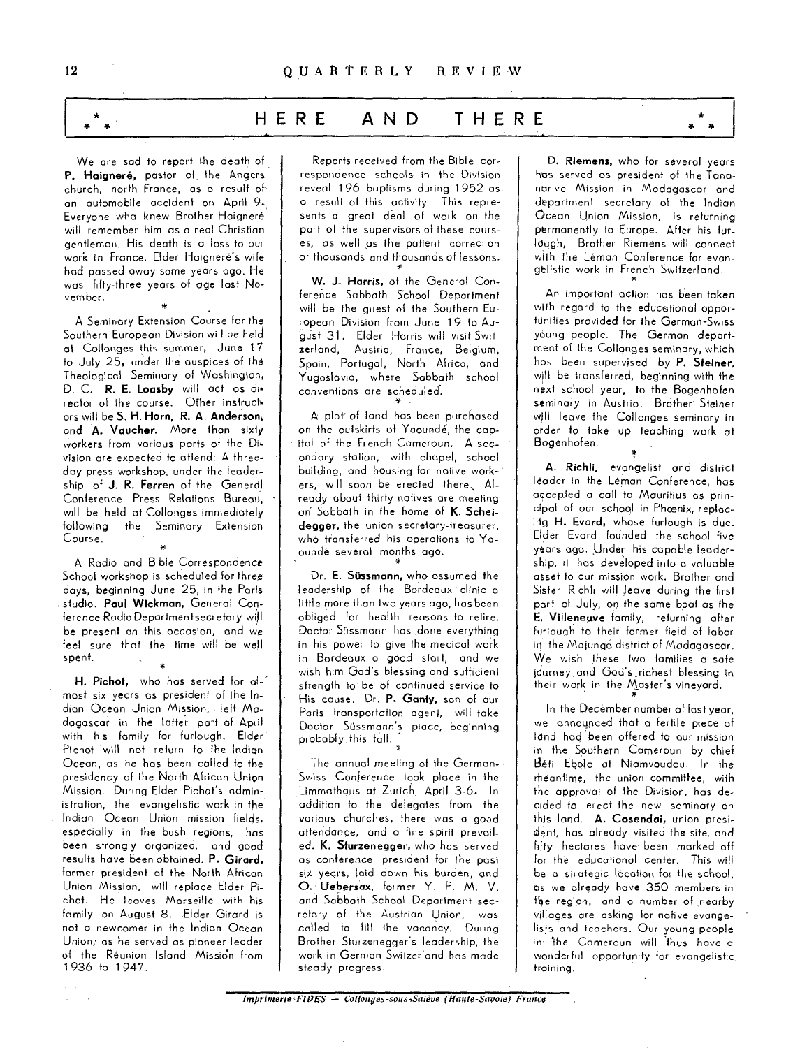# HERE AND THERE

We are sad to report the death of **P. Haigneré,** pastor of the Angers church, north France, as a result of an automobile accident on April 9. Everyone who knew Brother Haigneré will remember him as a real Christian gentleman. His death is a loss to our work in France. Elder Haigneré's wife had passed away some years ago. He was fifty-three years of age last November.

\*

A Seminary Extension Course for the Southern European Division will be held at Collonges this summer, June 17 to July 25, under the auspices of the Theological Seminary of Washington, D. C. **R. E. Loasby** will act as director of the course. Other instructors will be **S. H. Horn, R. A. Anderson,** and **A. Vaucher.** More than sixty workers from various parts of the Division are expected to attend. A three-day press workshop, under the leadership of **J. R. Ferren** of the General Conference Press Relations Bureau, will be held at Collonges immediately following the Seminary Extension Course.

\*

A Radio and Bible Correspondence School workshop is scheduled for three days, beginning June 25, in the Paris studio. **Paul Wickman,** General Conference Radio Department secretary will be present on this occasion, and we feel sure that the time will be well spent.

\*

**H. Pichot,** who has served for almost six years as president of the Indian Ocean Union Mission, left Madagascar in the latter part of April with his family for furlough. Elder Pichot will not return to the Indian Ocean, as he has been called to the presidency of the North African Union Mission. During Elder Pichot's administration, the evangelistic work in the Indian Ocean Union mission fields, especially in the bush regions, has been strongly organized, and good results have been obtained. **P. Girard,** former president of the North African Union Mission, will replace Elder Pichot. He leaves Marseille with his family on August 8. Elder Girard is not a newcomer in the Indian Ocean Union Mission, as he served as pioneer leader of the Réunion Island Mission from 1936 to 1947.

Reports received from the Bible correspondence schools in the Division reveal 196 baptisms during 1952 as a result of this activity. This represents a great deal of work on the part of the supervisors of these courses, as well as the patient correction of thousands and thousands of lessons.

\*

**W. J. Harris,** of the General Conference Sabbath School Department will be the guest of the Southern European Division from June 19 to August 31. Elder Harris will visit Switzerland, Austria, France, Belgium, Spain, Portugal, North Africa, and Yugoslavia, where Sabbath school conventions are scheduled.

\*

A plot of land has been purchased on the outskirts of Yaoundé, the capital of the French Cameroun. A secondary station, with chapel, school building, and housing for native workers, will soon be erected there. Already about thirty natives are meeting on Sabbath in the home of **K. Scheidegger,** the union secretary-treasurer, who transferred his operations to Yaoundé several months ago.

\*

Dr. **E. Süssmann,** who assumed the leadership of the Bordeaux clinic a little more than two years ago, has been obliged for health reasons to retire. Doctor Süssmann has done everything in his power to give the medical work in Bordeaux a good start, and we wish him God's blessing and sufficient strength to be of continued service to His cause. Dr. **P. Ganty,** son of our Paris transportation agent, will take Doctor Süssmann's place, beginning probably this fall.

\*

The annual meeting of the German-Swiss Conference took place in the Limmathaus at Zurich, April 3-6. In addition to the delegates from the various churches, there was a good attendance, and a fine spirit prevailed. **K. Sturzenegger,** who has served as conference president for the past six years, laid down his burden, and **O. Uebersax,** former Y. P. M. V. and Sabbath School Department secretary of the Austrian Union, was called to fill the vacancy. During Brother Sturzenegger's leadership, the work in German Switzerland has made steady progress.

**D. Riemens,** who for several years has served as president of the Tananarive Mission in Madagascar and department secretary of the Indian Ocean Union Mission, is returning permanently to Europe. After his furlough, Brother Riemens will connect with the Léman Conference for evangelistic work in French Switzerland.

\*

An important action has been taken with regard to the educational opportunities provided for the German-Swiss young people. The German department of the Collonges seminary, which has been supervised by **P. Steiner,** will be transferred, beginning with the next school year, to the Bogenhofen seminary in Austria. Brother Steiner will leave the Collonges seminary in order to take up teaching work at Bogenhofen.

\*

**A. Richli,** evangelist and district leader in the Léman Conference, has accepted a call to Mauritius as principal of our school in Phœnix, replacing **H. Evard,** whose furlough is due. Elder Evard founded the school five years ago. Under his capable leadership, it has developed into a valuable asset to our mission work. Brother and Sister Richli will leave during the first part of July, on the same boat as the **E. Villeneuve** family, returning after furlough to their former field of labor in the Majunga district of Madagascar. We wish these two families a safe journey and God's richest blessing in their work in the Master's vineyard.

\*

In the December number of last year, we announced that a fertile piece of land had been offered to our mission in the Southern Cameroun by chief Béti Ebolo at Niamvoudou. In the meantime, the union committee, with the approval of the Division, has decided to erect the new seminary on this land. **A. Cosendai,** union president, has already visited the site, and fifty hectares have been marked off for the educational center. This will be a strategic location for the school, as we already have 350 members in the region, and a number of nearby villages are asking for native evangelists and teachers. Our young people in the Cameroun will thus have a wonderful opportunity for evangelistic training.

*Imprimerie FIDES — Collonges-sous-Salève (Haute-Savoie) France*